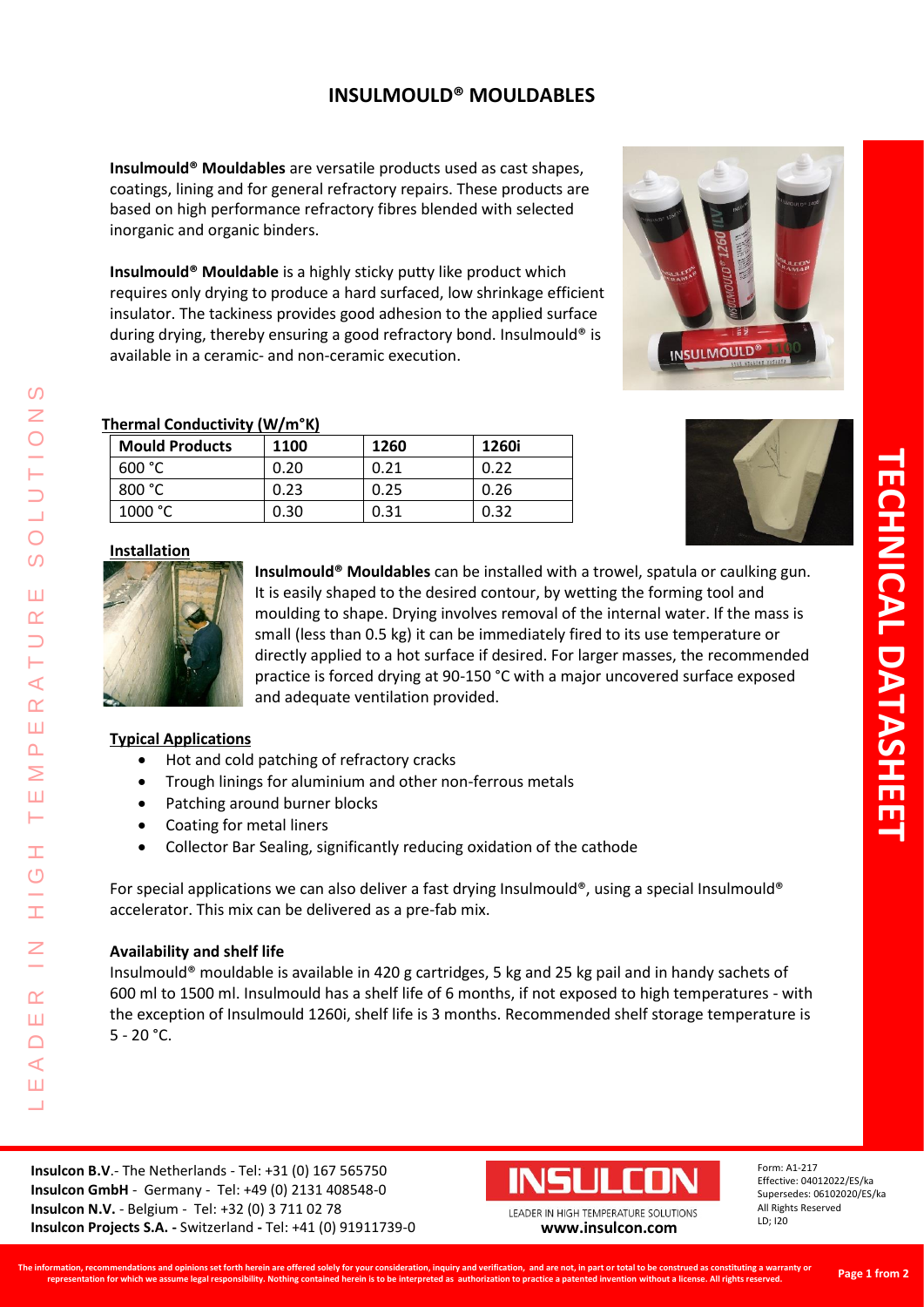# INSULMOULD® MOULDABLES

**Insulmould® Mouldables** are versatile products used as cast shapes, coatings, lining and for general refractory repairs. These products are based on high performance refractory fibres blended with selected inorganic and organic binders.

**Insulmould® Mouldable** is a highly sticky putty like product which requires only drying to produce a hard surfaced, low shrinkage efficient insulator. The tackiness provides good adhesion to the applied surface during drying, thereby ensuring a good refractory bond. Insulmould® is available in a ceramic- and non-ceramic execution.

**Thermal Conductivity (W/m°K)**

| Mould Products | 1100 | 1260 | 1260i |
| --- | --- | --- | --- |
| 600 °C | 0.20 | 0.21 | 0.22 |
| 800 °C | 0.23 | 0.25 | 0.26 |
| 1000 °C | 0.30 | 0.31 | 0.32 |

## Installation

**Insulmould® Mouldables** can be installed with a trowel, spatula or caulking gun. It is easily shaped to the desired contour, by wetting the forming tool and moulding to shape. Drying involves removal of the internal water. If the mass is small (less than 0.5 kg) it can be immediately fired to its use temperature or directly applied to a hot surface if desired. For larger masses, the recommended practice is forced drying at 90-150 °C with a major uncovered surface exposed and adequate ventilation provided.

## Typical Applications

- Hot and cold patching of refractory cracks
- Trough linings for aluminium and other non-ferrous metals
- Patching around burner blocks
- Coating for metal liners
- Collector Bar Sealing, significantly reducing oxidation of the cathode

For special applications we can also deliver a fast drying Insulmould®, using a special Insulmould® accelerator. This mix can be delivered as a pre-fab mix.

## Availability and shelf life

Insulmould® mouldable is available in 420 g cartridges, 5 kg and 25 kg pail and in handy sachets of 600 ml to 1500 ml. Insulmould has a shelf life of 6 months, if not exposed to high temperatures - with the exception of Insulmould 1260i, shelf life is 3 months. Recommended shelf storage temperature is 5 - 20 °C.

**Insulcon B.V**.- The Netherlands - Tel: +31 (0) 167 565750
**Insulcon GmbH** - Germany - Tel: +49 (0) 2131 408548-0
**Insulcon N.V.** - Belgium - Tel: +32 (0) 3 711 02 78
**Insulcon Projects S.A. -** Switzerland **-** Tel: +41 (0) 91911739-0

INSULCON
LEADER IN HIGH TEMPERATURE SOLUTIONS
**www.insulcon.com**

Form: A1-217
Effective: 04012022/ES/ka
Supersedes: 06102020/ES/ka
All Rights Reserved
LD; I20

**The information, recommendations and opinions set forth herein are offered solely for your consideration, inquiry and verification, and are not, in part or total to be construed as constituting a warranty or representation for which we assume legal responsibility. Nothing contained herein is to be interpreted as authorization to practice a patented invention without a license. All rights reserved.**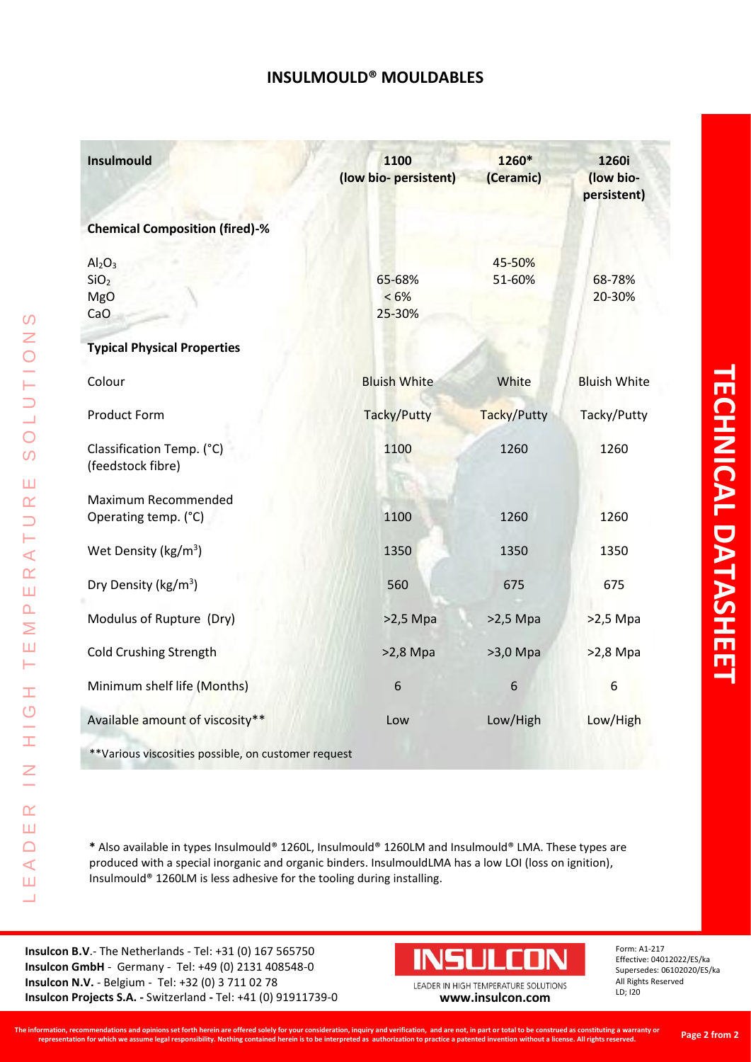# INSULMOULD® MOULDABLES

| Insulmould | 1100 (low bio- persistent) | 1260* (Ceramic) | 1260i (low bio-persistent) |
|---|---|---|---|
| **Chemical Composition (fired)-%** | | | |
| $Al_2O_3$ | | 45-50% | |
| $SiO_2$ | 65-68% | 51-60% | 68-78% |
| MgO | < 6% | | 20-30% |
| CaO | 25-30% | | |
| **Typical Physical Properties** | | | |
| Colour | Bluish White | White | Bluish White |
| Product Form | Tacky/Putty | Tacky/Putty | Tacky/Putty |
| Classification Temp. (°C) (feedstock fibre) | 1100 | 1260 | 1260 |
| Maximum Recommended Operating temp. (°C) | 1100 | 1260 | 1260 |
| Wet Density (kg/m$^3$) | 1350 | 1350 | 1350 |
| Dry Density (kg/m$^3$) | 560 | 675 | 675 |
| Modulus of Rupture (Dry) | >2,5 Mpa | >2,5 Mpa | >2,5 Mpa |
| Cold Crushing Strength | >2,8 Mpa | >3,0 Mpa | >2,8 Mpa |
| Minimum shelf life (Months) | 6 | 6 | 6 |
| Available amount of viscosity** | Low | Low/High | Low/High |

**Various viscosities possible, on customer request

* Also available in types Insulmould® 1260L, Insulmould® 1260LM and Insulmould® LMA. These types are produced with a special inorganic and organic binders. InsulmouldLMA has a low LOI (loss on ignition), Insulmould® 1260LM is less adhesive for the tooling during installing.

**Insulcon B.V**.- The Netherlands - Tel: +31 (0) 167 565750
**Insulcon GmbH** - Germany - Tel: +49 (0) 2131 408548-0
**Insulcon N.V.** - Belgium - Tel: +32 (0) 3 711 02 78
**Insulcon Projects S.A. -** Switzerland **-** Tel: +41 (0) 91911739-0

INSULCON
LEADER IN HIGH TEMPERATURE SOLUTIONS
**www.insulcon.com**

Form: A1-217
Effective: 04012022/ES/ka
Supersedes: 06102020/ES/ka
All Rights Reserved
LD; I20

The information, recommendations and opinions set forth herein are offered solely for your consideration, inquiry and verification, and are not, in part or total to be construed as constituting a warranty or representation for which we assume legal responsibility. Nothing contained herein is to be interpreted as authorization to practice a patented invention without a license. All rights reserved.